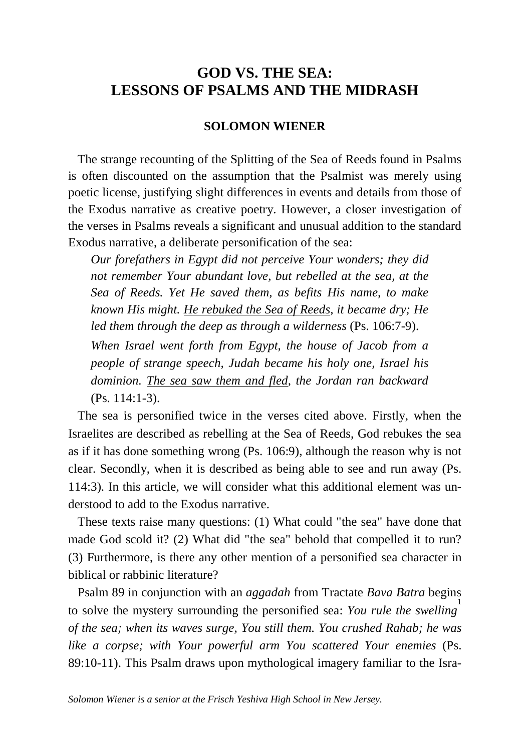# GOD VS. THE SEA: LESSONS OF PSALMS AND THE MIDRASH

**SOLOMON WIENER**

The strange recounting of the Splitting of the Sea of Reeds found in Psalms is often discounted on the assumption that the Psalmist was merely using poetic license, justifying slight differences in events and details from those of the Exodus narrative as creative poetry. However, a closer investigation of the verses in Psalms reveals a significant and unusual addition to the standard Exodus narrative, a deliberate personification of the sea:

> *Our forefathers in Egypt did not perceive Your wonders; they did not remember Your abundant love, but rebelled at the sea, at the Sea of Reeds. Yet He saved them, as befits His name, to make known His might. <u>He rebuked the Sea of Reeds</u>, it became dry; He led them through the deep as through a wilderness* (Ps. 106:7-9).

> *When Israel went forth from Egypt, the house of Jacob from a people of strange speech, Judah became his holy one, Israel his dominion. <u>The sea saw them and fled</u>, the Jordan ran backward* (Ps. 114:1-3).

The sea is personified twice in the verses cited above. Firstly, when the Israelites are described as rebelling at the Sea of Reeds, God rebukes the sea as if it has done something wrong (Ps. 106:9), although the reason why is not clear. Secondly, when it is described as being able to see and run away (Ps. 114:3). In this article, we will consider what this additional element was understood to add to the Exodus narrative.

These texts raise many questions: (1) What could "the sea" have done that made God scold it? (2) What did "the sea" behold that compelled it to run? (3) Furthermore, is there any other mention of a personified sea character in biblical or rabbinic literature?

Psalm 89 in conjunction with an *aggadah* from Tractate *Bava Batra* begins[1] to solve the mystery surrounding the personified sea: *You rule the swelling of the sea; when its waves surge, You still them. You crushed Rahab; he was like a corpse; with Your powerful arm You scattered Your enemies* (Ps. 89:10-11). This Psalm draws upon mythological imagery familiar to the Isra-

*Solomon Wiener is a senior at the Frisch Yeshiva High School in New Jersey.*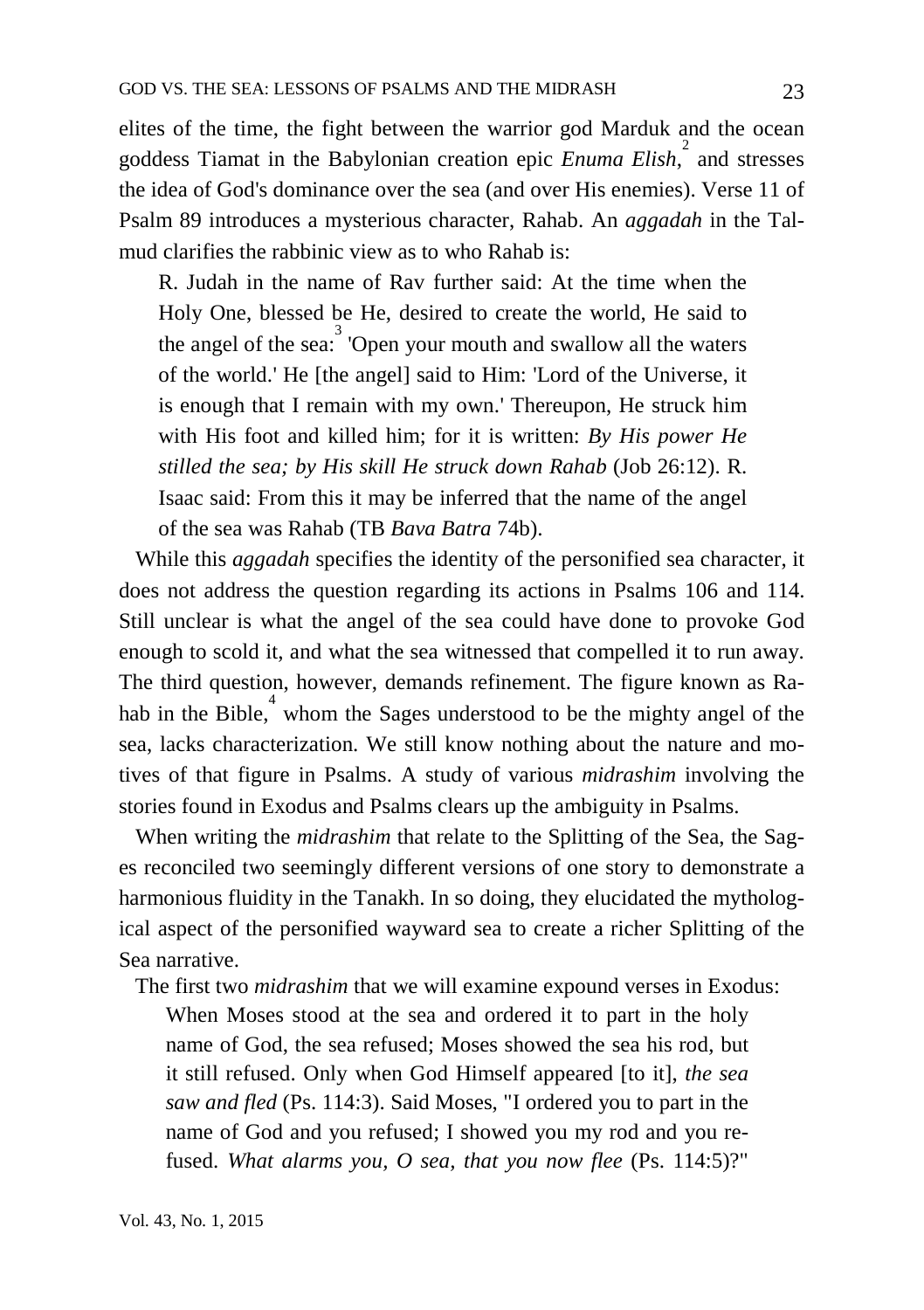elites of the time, the fight between the warrior god Marduk and the ocean goddess Tiamat in the Babylonian creation epic *Enuma Elish*,[2] and stresses the idea of God's dominance over the sea (and over His enemies). Verse 11 of Psalm 89 introduces a mysterious character, Rahab. An *aggadah* in the Talmud clarifies the rabbinic view as to who Rahab is:

> R. Judah in the name of Rav further said: At the time when the Holy One, blessed be He, desired to create the world, He said to the angel of the sea:[3] 'Open your mouth and swallow all the waters of the world.' He [the angel] said to Him: 'Lord of the Universe, it is enough that I remain with my own.' Thereupon, He struck him with His foot and killed him; for it is written: *By His power He stilled the sea; by His skill He struck down Rahab* (Job 26:12). R. Isaac said: From this it may be inferred that the name of the angel of the sea was Rahab (TB *Bava Batra* 74b).

While this *aggadah* specifies the identity of the personified sea character, it does not address the question regarding its actions in Psalms 106 and 114. Still unclear is what the angel of the sea could have done to provoke God enough to scold it, and what the sea witnessed that compelled it to run away. The third question, however, demands refinement. The figure known as Rahab in the Bible,[4] whom the Sages understood to be the mighty angel of the sea, lacks characterization. We still know nothing about the nature and motives of that figure in Psalms. A study of various *midrashim* involving the stories found in Exodus and Psalms clears up the ambiguity in Psalms.

When writing the *midrashim* that relate to the Splitting of the Sea, the Sages reconciled two seemingly different versions of one story to demonstrate a harmonious fluidity in the Tanakh. In so doing, they elucidated the mythological aspect of the personified wayward sea to create a richer Splitting of the Sea narrative.

The first two *midrashim* that we will examine expound verses in Exodus:

> When Moses stood at the sea and ordered it to part in the holy name of God, the sea refused; Moses showed the sea his rod, but it still refused. Only when God Himself appeared [to it], *the sea saw and fled* (Ps. 114:3). Said Moses, "I ordered you to part in the name of God and you refused; I showed you my rod and you refused. *What alarms you, O sea, that you now flee* (Ps. 114:5)?"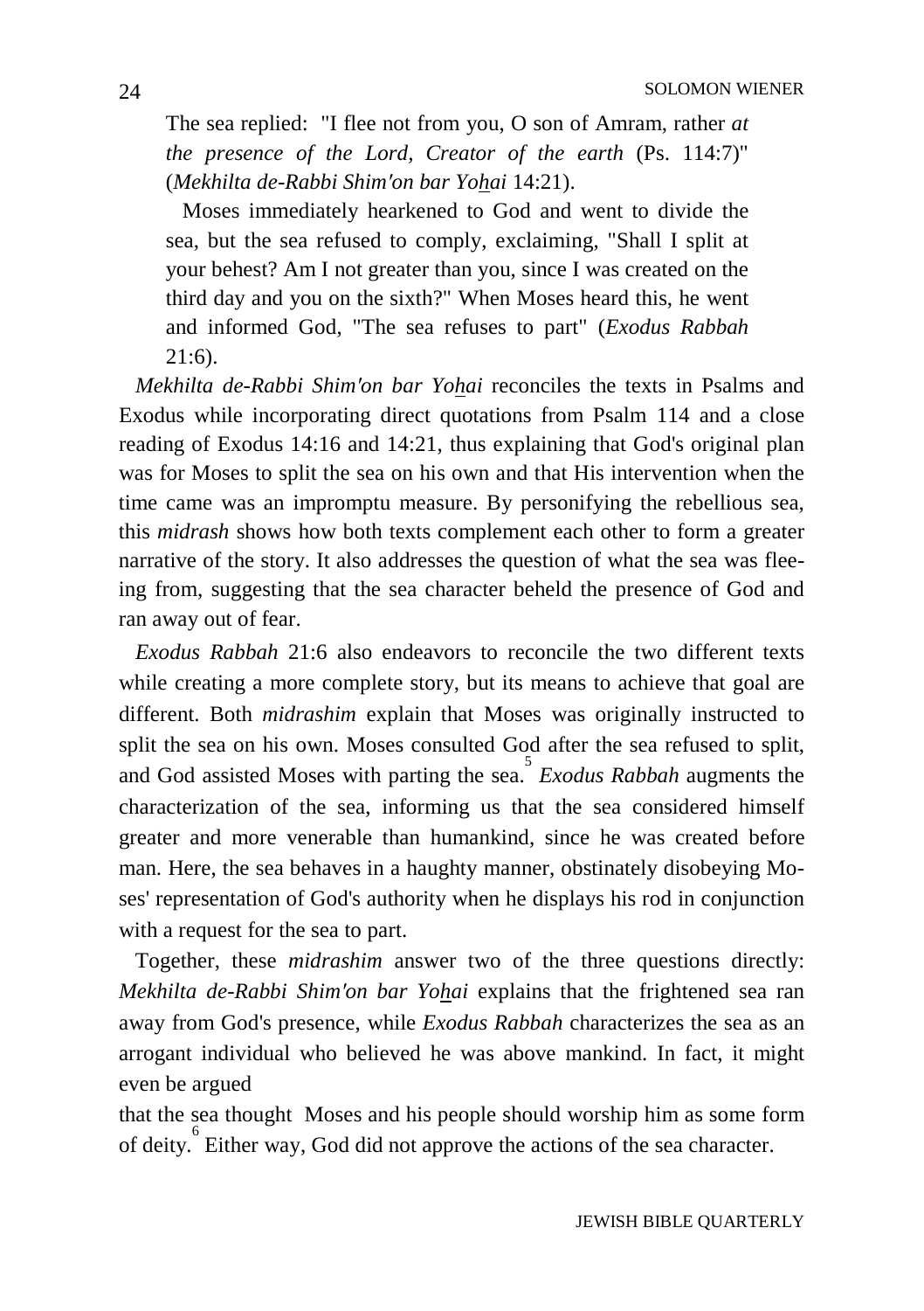> The sea replied: "I flee not from you, O son of Amram, rather *at the presence of the Lord, Creator of the earth* (Ps. 114:7)" (*Mekhilta de-Rabbi Shim'on bar Yohai* 14:21).
>
> Moses immediately hearkened to God and went to divide the sea, but the sea refused to comply, exclaiming, "Shall I split at your behest? Am I not greater than you, since I was created on the third day and you on the sixth?" When Moses heard this, he went and informed God, "The sea refuses to part" (*Exodus Rabbah* 21:6).

*Mekhilta de-Rabbi Shim'on bar Yohai* reconciles the texts in Psalms and Exodus while incorporating direct quotations from Psalm 114 and a close reading of Exodus 14:16 and 14:21, thus explaining that God's original plan was for Moses to split the sea on his own and that His intervention when the time came was an impromptu measure. By personifying the rebellious sea, this *midrash* shows how both texts complement each other to form a greater narrative of the story. It also addresses the question of what the sea was fleeing from, suggesting that the sea character beheld the presence of God and ran away out of fear.

*Exodus Rabbah* 21:6 also endeavors to reconcile the two different texts while creating a more complete story, but its means to achieve that goal are different. Both *midrashim* explain that Moses was originally instructed to split the sea on his own. Moses consulted God after the sea refused to split, and God assisted Moses with parting the sea.[5] *Exodus Rabbah* augments the characterization of the sea, informing us that the sea considered himself greater and more venerable than humankind, since he was created before man. Here, the sea behaves in a haughty manner, obstinately disobeying Moses' representation of God's authority when he displays his rod in conjunction with a request for the sea to part.

Together, these *midrashim* answer two of the three questions directly: *Mekhilta de-Rabbi Shim'on bar Yohai* explains that the frightened sea ran away from God's presence, while *Exodus Rabbah* characterizes the sea as an arrogant individual who believed he was above mankind. In fact, it might even be argued that the sea thought Moses and his people should worship him as some form of deity.[6] Either way, God did not approve the actions of the sea character.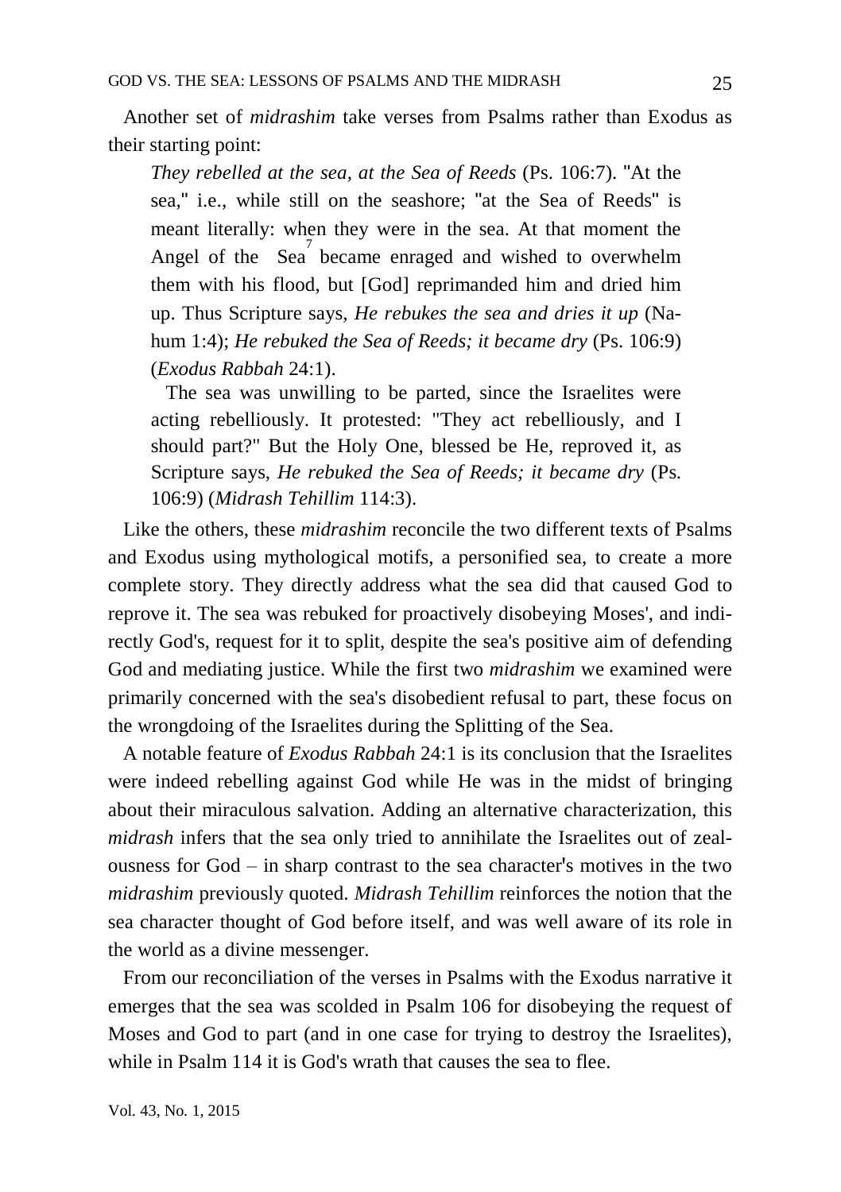Another set of *midrashim* take verses from Psalms rather than Exodus as their starting point:

> *They rebelled at the sea, at the Sea of Reeds* (Ps. 106:7). "At the sea," i.e., while still on the seashore; "at the Sea of Reeds" is meant literally: when they were in the sea. At that moment the Angel of the Sea[7] became enraged and wished to overwhelm them with his flood, but [God] reprimanded him and dried him up. Thus Scripture says, *He rebukes the sea and dries it up* (Nahum 1:4); *He rebuked the Sea of Reeds; it became dry* (Ps. 106:9) (*Exodus Rabbah* 24:1).
>
> The sea was unwilling to be parted, since the Israelites were acting rebelliously. It protested: "They act rebelliously, and I should part?" But the Holy One, blessed be He, reproved it, as Scripture says, *He rebuked the Sea of Reeds; it became dry* (Ps. 106:9) (*Midrash Tehillim* 114:3).

Like the others, these *midrashim* reconcile the two different texts of Psalms and Exodus using mythological motifs, a personified sea, to create a more complete story. They directly address what the sea did that caused God to reprove it. The sea was rebuked for proactively disobeying Moses', and indirectly God's, request for it to split, despite the sea's positive aim of defending God and mediating justice. While the first two *midrashim* we examined were primarily concerned with the sea's disobedient refusal to part, these focus on the wrongdoing of the Israelites during the Splitting of the Sea.

A notable feature of *Exodus Rabbah* 24:1 is its conclusion that the Israelites were indeed rebelling against God while He was in the midst of bringing about their miraculous salvation. Adding an alternative characterization, this *midrash* infers that the sea only tried to annihilate the Israelites out of zealousness for God – in sharp contrast to the sea character's motives in the two *midrashim* previously quoted. *Midrash Tehillim* reinforces the notion that the sea character thought of God before itself, and was well aware of its role in the world as a divine messenger.

From our reconciliation of the verses in Psalms with the Exodus narrative it emerges that the sea was scolded in Psalm 106 for disobeying the request of Moses and God to part (and in one case for trying to destroy the Israelites), while in Psalm 114 it is God's wrath that causes the sea to flee.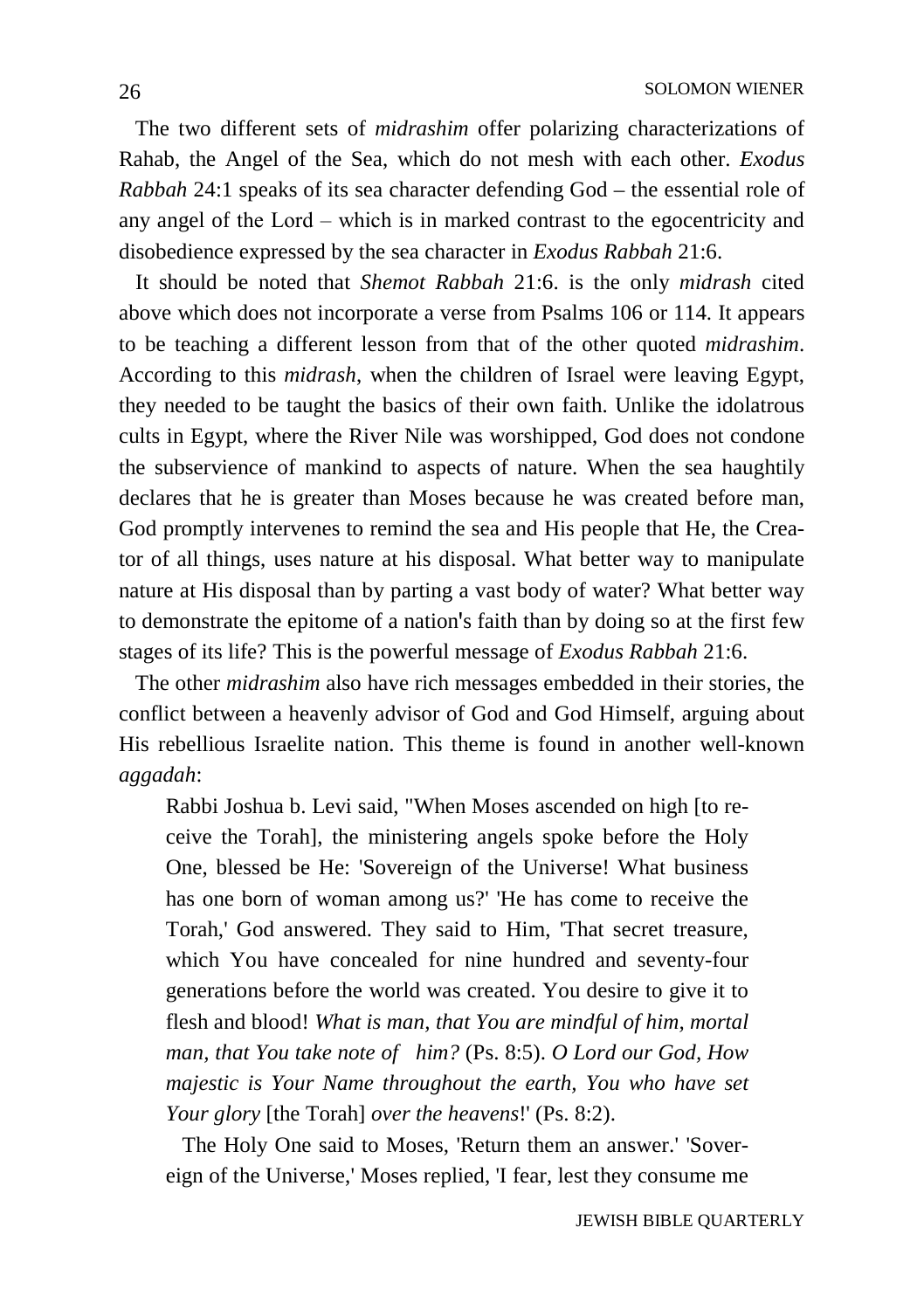The two different sets of *midrashim* offer polarizing characterizations of Rahab, the Angel of the Sea, which do not mesh with each other. *Exodus Rabbah* 24:1 speaks of its sea character defending God – the essential role of any angel of the Lord – which is in marked contrast to the egocentricity and disobedience expressed by the sea character in *Exodus Rabbah* 21:6.

It should be noted that *Shemot Rabbah* 21:6. is the only *midrash* cited above which does not incorporate a verse from Psalms 106 or 114. It appears to be teaching a different lesson from that of the other quoted *midrashim*. According to this *midrash*, when the children of Israel were leaving Egypt, they needed to be taught the basics of their own faith. Unlike the idolatrous cults in Egypt, where the River Nile was worshipped, God does not condone the subservience of mankind to aspects of nature. When the sea haughtily declares that he is greater than Moses because he was created before man, God promptly intervenes to remind the sea and His people that He, the Creator of all things, uses nature at his disposal. What better way to manipulate nature at His disposal than by parting a vast body of water? What better way to demonstrate the epitome of a nation's faith than by doing so at the first few stages of its life? This is the powerful message of *Exodus Rabbah* 21:6.

The other *midrashim* also have rich messages embedded in their stories, the conflict between a heavenly advisor of God and God Himself, arguing about His rebellious Israelite nation. This theme is found in another well-known *aggadah*:

> Rabbi Joshua b. Levi said, "When Moses ascended on high [to receive the Torah], the ministering angels spoke before the Holy One, blessed be He: 'Sovereign of the Universe! What business has one born of woman among us?' 'He has come to receive the Torah,' God answered. They said to Him, 'That secret treasure, which You have concealed for nine hundred and seventy-four generations before the world was created. You desire to give it to flesh and blood! *What is man, that You are mindful of him, mortal man, that You take note of him?* (Ps. 8:5). *O Lord our God, How majestic is Your Name throughout the earth, You who have set Your glory* [the Torah] *over the heavens*!' (Ps. 8:2).
>
> The Holy One said to Moses, 'Return them an answer.' 'Sovereign of the Universe,' Moses replied, 'I fear, lest they consume me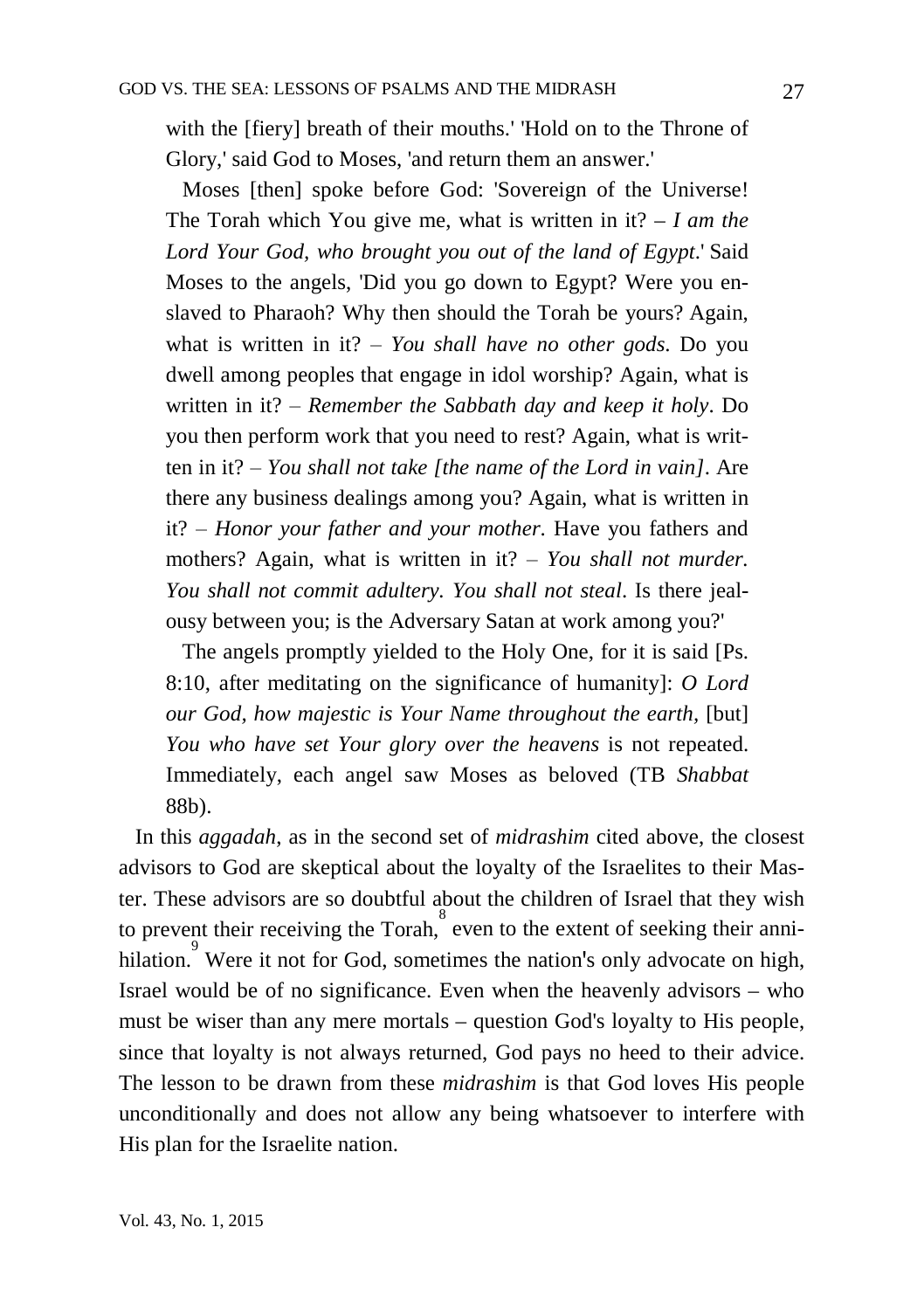> with the [fiery] breath of their mouths.' 'Hold on to the Throne of Glory,' said God to Moses, 'and return them an answer.'
>
> Moses [then] spoke before God: 'Sovereign of the Universe! The Torah which You give me, what is written in it? – *I am the Lord Your God, who brought you out of the land of Egypt*.' Said Moses to the angels, 'Did you go down to Egypt? Were you enslaved to Pharaoh? Why then should the Torah be yours? Again, what is written in it? – *You shall have no other gods*. Do you dwell among peoples that engage in idol worship? Again, what is written in it? – *Remember the Sabbath day and keep it holy*. Do you then perform work that you need to rest? Again, what is written in it? – *You shall not take [the name of the Lord in vain]*. Are there any business dealings among you? Again, what is written in it? – *Honor your father and your mother*. Have you fathers and mothers? Again, what is written in it? – *You shall not murder. You shall not commit adultery. You shall not steal*. Is there jealousy between you; is the Adversary Satan at work among you?'
>
> The angels promptly yielded to the Holy One, for it is said [Ps. 8:10, after meditating on the significance of humanity]: *O Lord our God, how majestic is Your Name throughout the earth*, [but] *You who have set Your glory over the heavens* is not repeated. Immediately, each angel saw Moses as beloved (TB *Shabbat* 88b).

In this *aggadah*, as in the second set of *midrashim* cited above, the closest advisors to God are skeptical about the loyalty of the Israelites to their Master. These advisors are so doubtful about the children of Israel that they wish to prevent their receiving the Torah,[8] even to the extent of seeking their annihilation.[9] Were it not for God, sometimes the nation's only advocate on high, Israel would be of no significance. Even when the heavenly advisors – who must be wiser than any mere mortals – question God's loyalty to His people, since that loyalty is not always returned, God pays no heed to their advice. The lesson to be drawn from these *midrashim* is that God loves His people unconditionally and does not allow any being whatsoever to interfere with His plan for the Israelite nation.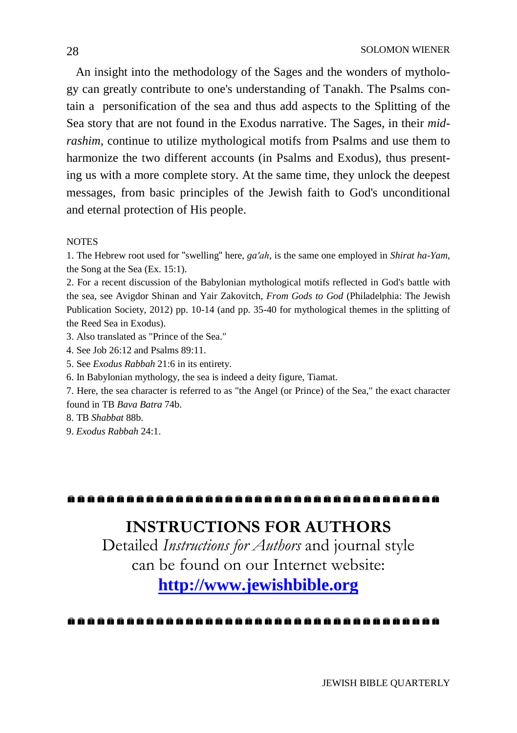An insight into the methodology of the Sages and the wonders of mythology can greatly contribute to one's understanding of Tanakh. The Psalms contain a personification of the sea and thus add aspects to the Splitting of the Sea story that are not found in the Exodus narrative. The Sages, in their *midrashim*, continue to utilize mythological motifs from Psalms and use them to harmonize the two different accounts (in Psalms and Exodus), thus presenting us with a more complete story. At the same time, they unlock the deepest messages, from basic principles of the Jewish faith to God's unconditional and eternal protection of His people.

NOTES

1. The Hebrew root used for "swelling" here, *ga'ah*, is the same one employed in *Shirat ha-Yam*, the Song at the Sea (Ex. 15:1).
2. For a recent discussion of the Babylonian mythological motifs reflected in God's battle with the sea, see Avigdor Shinan and Yair Zakovitch, *From Gods to God* (Philadelphia: The Jewish Publication Society, 2012) pp. 10-14 (and pp. 35-40 for mythological themes in the splitting of the Reed Sea in Exodus).
3. Also translated as "Prince of the Sea."
4. See Job 26:12 and Psalms 89:11.
5. See *Exodus Rabbah* 21:6 in its entirety.
6. In Babylonian mythology, the sea is indeed a deity figure, Tiamat.
7. Here, the sea character is referred to as "the Angel (or Prince) of the Sea," the exact character found in TB *Bava Batra* 74b.
8. TB *Shabbat* 88b.
9. *Exodus Rabbah* 24:1.

## INSTRUCTIONS FOR AUTHORS

Detailed *Instructions for Authors* and journal style can be found on our Internet website:

**http://www.jewishbible.org**